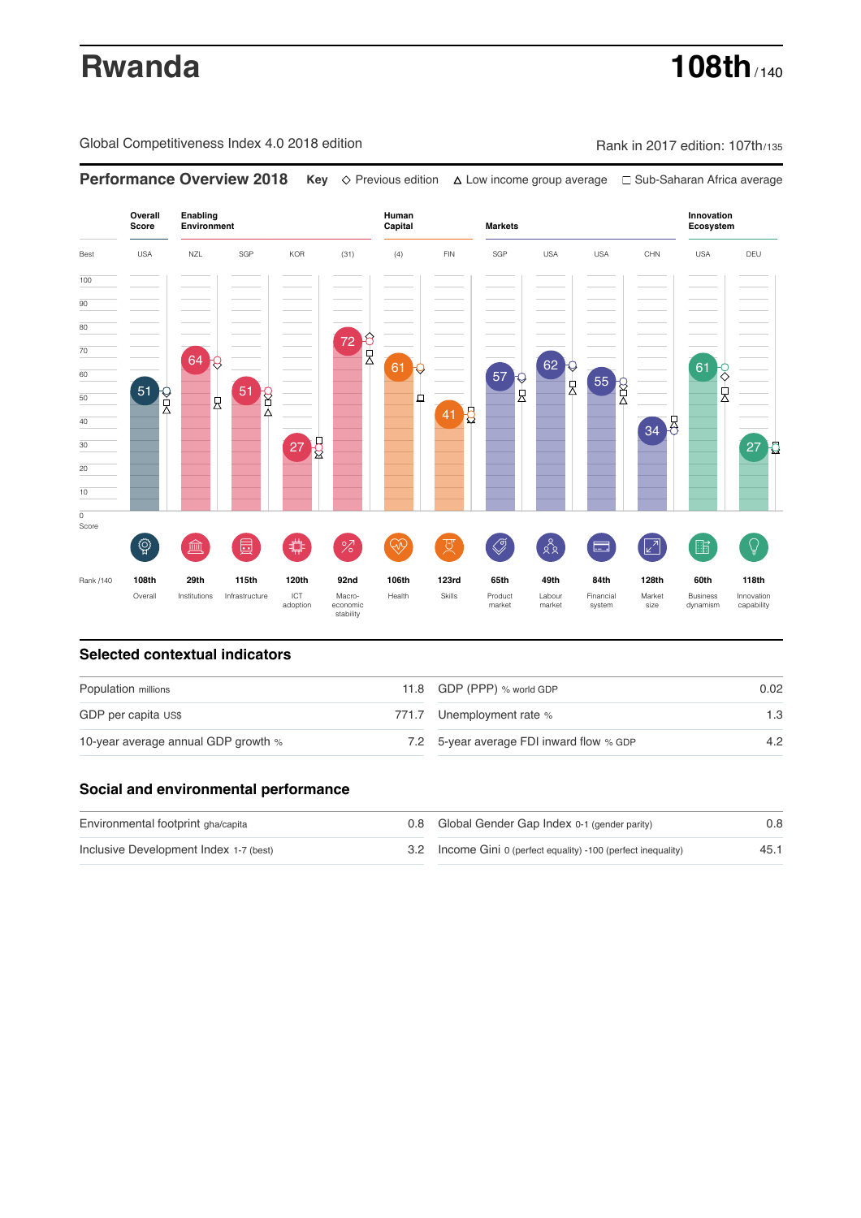# Rwanda

**108th** / 140

Global Competitiveness Index 4.0 2018 edition

Rank in 2017 edition: 107th/135

## Performance Overview 2018

**Key** ◇ Previous edition △ Low income group average □ Sub-Saharan Africa average

| | Overall Score | Enabling Environment | | | | Human Capital | | Markets | | | | Innovation Ecosystem | |
|---|---|---|---|---|---|---|---|---|---|---|---|---|---|
| Best | USA | NZL | SGP | KOR | (31) | (4) | FIN | SGP | USA | USA | CHN | USA | DEU |
| Score | 51 | 64 | 51 | 27 | 72 | 61 | 41 | 57 | 62 | 55 | 34 | 61 | 27 |
| Rank /140 | 108th | 29th | 115th | 120th | 92nd | 106th | 123rd | 65th | 49th | 84th | 128th | 60th | 118th |
| | Overall | Institutions | Infrastructure | ICT adoption | Macro-economic stability | Health | Skills | Product market | Labour market | Financial system | Market size | Business dynamism | Innovation capability |

## Selected contextual indicators

| | | | |
|---|---|---|---|
| Population millions | 11.8 | GDP (PPP) % world GDP | 0.02 |
| GDP per capita US$ | 771.7 | Unemployment rate % | 1.3 |
| 10-year average annual GDP growth % | 7.2 | 5-year average FDI inward flow % GDP | 4.2 |

## Social and environmental performance

| | | | |
|---|---|---|---|
| Environmental footprint gha/capita | 0.8 | Global Gender Gap Index 0-1 (gender parity) | 0.8 |
| Inclusive Development Index 1-7 (best) | 3.2 | Income Gini 0 (perfect equality) -100 (perfect inequality) | 45.1 |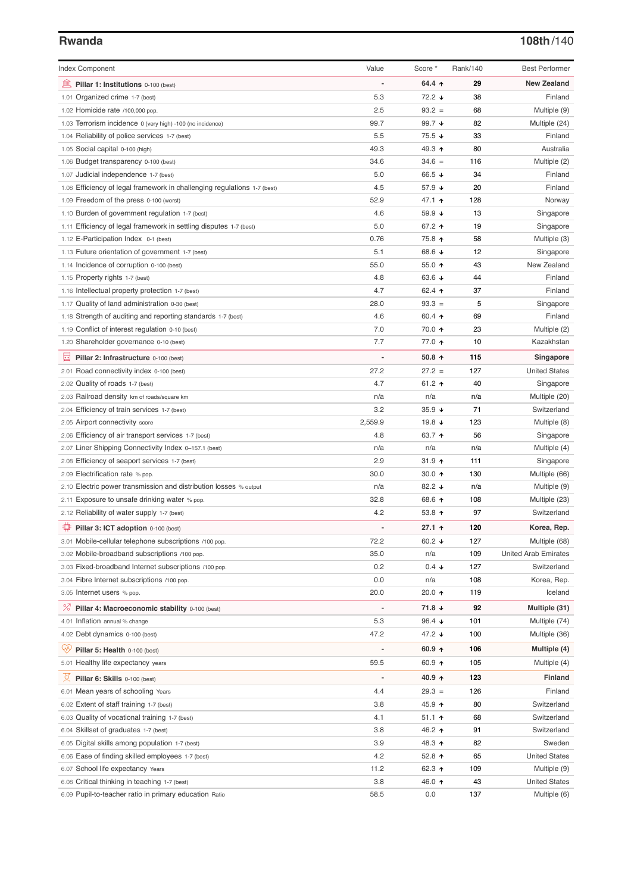## Rwanda

**108th/140**

| Index Component | Value | Score * | Rank/140 | Best Performer |
|---|---|---|---|---|
| **Pillar 1: Institutions** 0-100 (best) | - | **64.4 ↑** | **29** | **New Zealand** |
| 1.01 Organized crime 1-7 (best) | 5.3 | 72.2 ↓ | 38 | Finland |
| 1.02 Homicide rate /100,000 pop. | 2.5 | 93.2 = | 68 | Multiple (9) |
| 1.03 Terrorism incidence 0 (very high) -100 (no incidence) | 99.7 | 99.7 ↓ | 82 | Multiple (24) |
| 1.04 Reliability of police services 1-7 (best) | 5.5 | 75.5 ↓ | 33 | Finland |
| 1.05 Social capital 0-100 (high) | 49.3 | 49.3 ↑ | 80 | Australia |
| 1.06 Budget transparency 0-100 (best) | 34.6 | 34.6 = | 116 | Multiple (2) |
| 1.07 Judicial independence 1-7 (best) | 5.0 | 66.5 ↓ | 34 | Finland |
| 1.08 Efficiency of legal framework in challenging regulations 1-7 (best) | 4.5 | 57.9 ↓ | 20 | Finland |
| 1.09 Freedom of the press 0-100 (worst) | 52.9 | 47.1 ↑ | 128 | Norway |
| 1.10 Burden of government regulation 1-7 (best) | 4.6 | 59.9 ↓ | 13 | Singapore |
| 1.11 Efficiency of legal framework in settling disputes 1-7 (best) | 5.0 | 67.2 ↑ | 19 | Singapore |
| 1.12 E-Participation Index 0-1 (best) | 0.76 | 75.8 ↑ | 58 | Multiple (3) |
| 1.13 Future orientation of government 1-7 (best) | 5.1 | 68.6 ↓ | 12 | Singapore |
| 1.14 Incidence of corruption 0-100 (best) | 55.0 | 55.0 ↑ | 43 | New Zealand |
| 1.15 Property rights 1-7 (best) | 4.8 | 63.6 ↓ | 44 | Finland |
| 1.16 Intellectual property protection 1-7 (best) | 4.7 | 62.4 ↑ | 37 | Finland |
| 1.17 Quality of land administration 0-30 (best) | 28.0 | 93.3 = | 5 | Singapore |
| 1.18 Strength of auditing and reporting standards 1-7 (best) | 4.6 | 60.4 ↑ | 69 | Finland |
| 1.19 Conflict of interest regulation 0-10 (best) | 7.0 | 70.0 ↑ | 23 | Multiple (2) |
| 1.20 Shareholder governance 0-10 (best) | 7.7 | 77.0 ↑ | 10 | Kazakhstan |
| **Pillar 2: Infrastructure** 0-100 (best) | - | **50.8 ↑** | **115** | **Singapore** |
| 2.01 Road connectivity index 0-100 (best) | 27.2 | 27.2 = | 127 | United States |
| 2.02 Quality of roads 1-7 (best) | 4.7 | 61.2 ↑ | 40 | Singapore |
| 2.03 Railroad density km of roads/square km | n/a | n/a | n/a | Multiple (20) |
| 2.04 Efficiency of train services 1-7 (best) | 3.2 | 35.9 ↓ | 71 | Switzerland |
| 2.05 Airport connectivity score | 2,559.9 | 19.8 ↓ | 123 | Multiple (8) |
| 2.06 Efficiency of air transport services 1-7 (best) | 4.8 | 63.7 ↑ | 56 | Singapore |
| 2.07 Liner Shipping Connectivity Index 0–157.1 (best) | n/a | n/a | n/a | Multiple (4) |
| 2.08 Efficiency of seaport services 1-7 (best) | 2.9 | 31.9 ↑ | 111 | Singapore |
| 2.09 Electrification rate % pop. | 30.0 | 30.0 ↑ | 130 | Multiple (66) |
| 2.10 Electric power transmission and distribution losses % output | n/a | 82.2 ↓ | n/a | Multiple (9) |
| 2.11 Exposure to unsafe drinking water % pop. | 32.8 | 68.6 ↑ | 108 | Multiple (23) |
| 2.12 Reliability of water supply 1-7 (best) | 4.2 | 53.8 ↑ | 97 | Switzerland |
| **Pillar 3: ICT adoption** 0-100 (best) | - | **27.1 ↑** | **120** | **Korea, Rep.** |
| 3.01 Mobile-cellular telephone subscriptions /100 pop. | 72.2 | 60.2 ↓ | 127 | Multiple (68) |
| 3.02 Mobile-broadband subscriptions /100 pop. | 35.0 | n/a | 109 | United Arab Emirates |
| 3.03 Fixed-broadband Internet subscriptions /100 pop. | 0.2 | 0.4 ↓ | 127 | Switzerland |
| 3.04 Fibre Internet subscriptions /100 pop. | 0.0 | n/a | 108 | Korea, Rep. |
| 3.05 Internet users % pop. | 20.0 | 20.0 ↑ | 119 | Iceland |
| **Pillar 4: Macroeconomic stability** 0-100 (best) | - | **71.8 ↓** | **92** | **Multiple (31)** |
| 4.01 Inflation annual % change | 5.3 | 96.4 ↓ | 101 | Multiple (74) |
| 4.02 Debt dynamics 0-100 (best) | 47.2 | 47.2 ↓ | 100 | Multiple (36) |
| **Pillar 5: Health** 0-100 (best) | - | **60.9 ↑** | **106** | **Multiple (4)** |
| 5.01 Healthy life expectancy years | 59.5 | 60.9 ↑ | 105 | Multiple (4) |
| **Pillar 6: Skills** 0-100 (best) | - | **40.9 ↑** | **123** | **Finland** |
| 6.01 Mean years of schooling Years | 4.4 | 29.3 = | 126 | Finland |
| 6.02 Extent of staff training 1-7 (best) | 3.8 | 45.9 ↑ | 80 | Switzerland |
| 6.03 Quality of vocational training 1-7 (best) | 4.1 | 51.1 ↑ | 68 | Switzerland |
| 6.04 Skillset of graduates 1-7 (best) | 3.8 | 46.2 ↑ | 91 | Switzerland |
| 6.05 Digital skills among population 1-7 (best) | 3.9 | 48.3 ↑ | 82 | Sweden |
| 6.06 Ease of finding skilled employees 1-7 (best) | 4.2 | 52.8 ↑ | 65 | United States |
| 6.07 School life expectancy Years | 11.2 | 62.3 ↑ | 109 | Multiple (9) |
| 6.08 Critical thinking in teaching 1-7 (best) | 3.8 | 46.0 ↑ | 43 | United States |
| 6.09 Pupil-to-teacher ratio in primary education Ratio | 58.5 | 0.0 | 137 | Multiple (6) |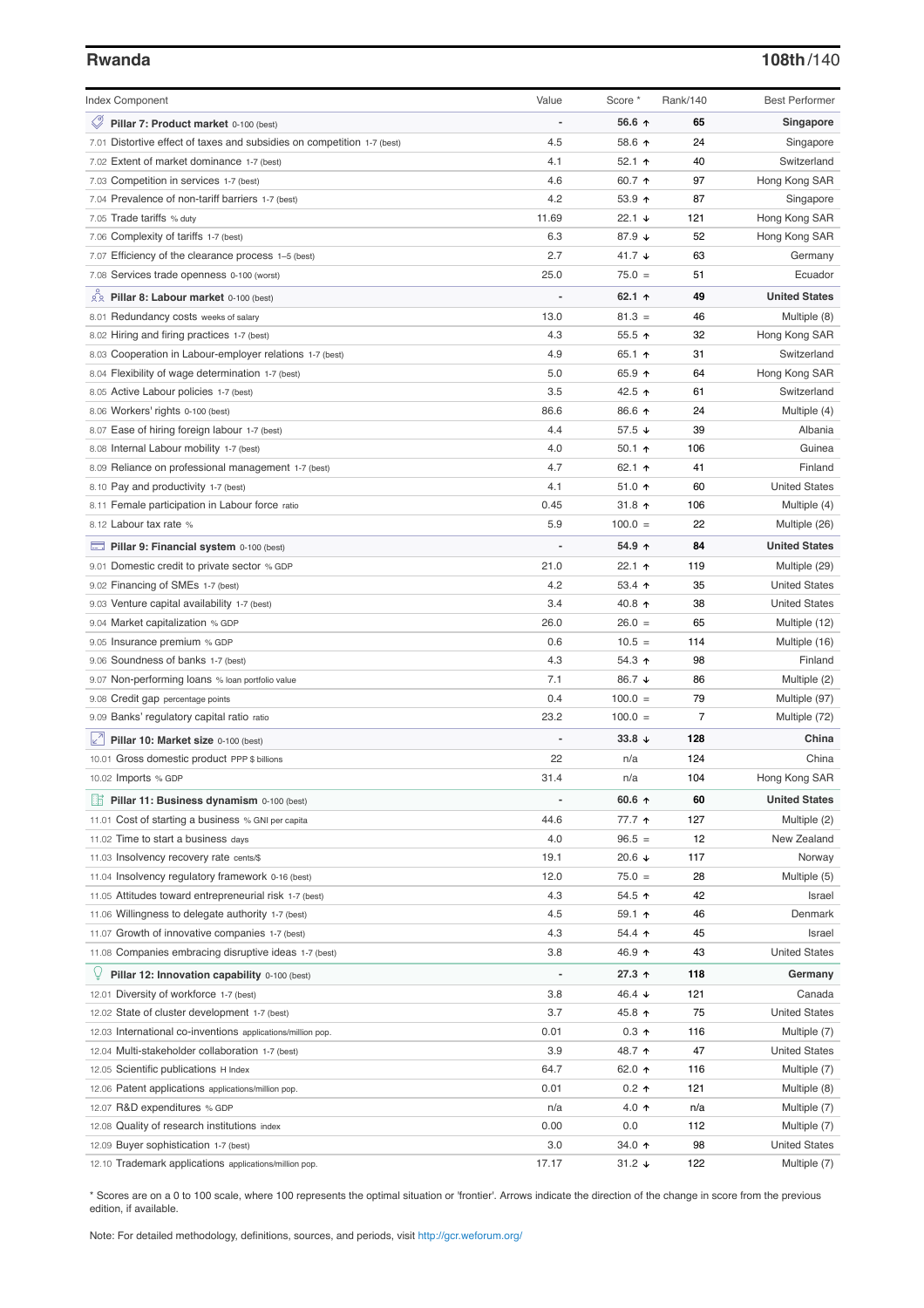## Rwanda **108th**/140

| Index Component | Value | Score * | Rank/140 | Best Performer |
|---|---|---|---|---|
| **Pillar 7: Product market** 0-100 (best) | - | **56.6 ↑** | **65** | **Singapore** |
| 7.01 Distortive effect of taxes and subsidies on competition 1-7 (best) | 4.5 | 58.6 ↑ | 24 | Singapore |
| 7.02 Extent of market dominance 1-7 (best) | 4.1 | 52.1 ↑ | 40 | Switzerland |
| 7.03 Competition in services 1-7 (best) | 4.6 | 60.7 ↑ | 97 | Hong Kong SAR |
| 7.04 Prevalence of non-tariff barriers 1-7 (best) | 4.2 | 53.9 ↑ | 87 | Singapore |
| 7.05 Trade tariffs % duty | 11.69 | 22.1 ↓ | 121 | Hong Kong SAR |
| 7.06 Complexity of tariffs 1-7 (best) | 6.3 | 87.9 ↓ | 52 | Hong Kong SAR |
| 7.07 Efficiency of the clearance process 1–5 (best) | 2.7 | 41.7 ↓ | 63 | Germany |
| 7.08 Services trade openness 0-100 (worst) | 25.0 | 75.0 = | 51 | Ecuador |
| **Pillar 8: Labour market** 0-100 (best) | - | **62.1 ↑** | **49** | **United States** |
| 8.01 Redundancy costs weeks of salary | 13.0 | 81.3 = | 46 | Multiple (8) |
| 8.02 Hiring and firing practices 1-7 (best) | 4.3 | 55.5 ↑ | 32 | Hong Kong SAR |
| 8.03 Cooperation in Labour-employer relations 1-7 (best) | 4.9 | 65.1 ↑ | 31 | Switzerland |
| 8.04 Flexibility of wage determination 1-7 (best) | 5.0 | 65.9 ↑ | 64 | Hong Kong SAR |
| 8.05 Active Labour policies 1-7 (best) | 3.5 | 42.5 ↑ | 61 | Switzerland |
| 8.06 Workers' rights 0-100 (best) | 86.6 | 86.6 ↑ | 24 | Multiple (4) |
| 8.07 Ease of hiring foreign labour 1-7 (best) | 4.4 | 57.5 ↓ | 39 | Albania |
| 8.08 Internal Labour mobility 1-7 (best) | 4.0 | 50.1 ↑ | 106 | Guinea |
| 8.09 Reliance on professional management 1-7 (best) | 4.7 | 62.1 ↑ | 41 | Finland |
| 8.10 Pay and productivity 1-7 (best) | 4.1 | 51.0 ↑ | 60 | United States |
| 8.11 Female participation in Labour force ratio | 0.45 | 31.8 ↑ | 106 | Multiple (4) |
| 8.12 Labour tax rate % | 5.9 | 100.0 = | 22 | Multiple (26) |
| **Pillar 9: Financial system** 0-100 (best) | - | **54.9 ↑** | **84** | **United States** |
| 9.01 Domestic credit to private sector % GDP | 21.0 | 22.1 ↑ | 119 | Multiple (29) |
| 9.02 Financing of SMEs 1-7 (best) | 4.2 | 53.4 ↑ | 35 | United States |
| 9.03 Venture capital availability 1-7 (best) | 3.4 | 40.8 ↑ | 38 | United States |
| 9.04 Market capitalization % GDP | 26.0 | 26.0 = | 65 | Multiple (12) |
| 9.05 Insurance premium % GDP | 0.6 | 10.5 = | 114 | Multiple (16) |
| 9.06 Soundness of banks 1-7 (best) | 4.3 | 54.3 ↑ | 98 | Finland |
| 9.07 Non-performing loans % loan portfolio value | 7.1 | 86.7 ↓ | 86 | Multiple (2) |
| 9.08 Credit gap percentage points | 0.4 | 100.0 = | 79 | Multiple (97) |
| 9.09 Banks' regulatory capital ratio ratio | 23.2 | 100.0 = | 7 | Multiple (72) |
| **Pillar 10: Market size** 0-100 (best) | - | **33.8 ↓** | **128** | **China** |
| 10.01 Gross domestic product PPP $ billions | 22 | n/a | 124 | China |
| 10.02 Imports % GDP | 31.4 | n/a | 104 | Hong Kong SAR |
| **Pillar 11: Business dynamism** 0-100 (best) | - | **60.6 ↑** | **60** | **United States** |
| 11.01 Cost of starting a business % GNI per capita | 44.6 | 77.7 ↑ | 127 | Multiple (2) |
| 11.02 Time to start a business days | 4.0 | 96.5 = | 12 | New Zealand |
| 11.03 Insolvency recovery rate cents/$ | 19.1 | 20.6 ↓ | 117 | Norway |
| 11.04 Insolvency regulatory framework 0-16 (best) | 12.0 | 75.0 = | 28 | Multiple (5) |
| 11.05 Attitudes toward entrepreneurial risk 1-7 (best) | 4.3 | 54.5 ↑ | 42 | Israel |
| 11.06 Willingness to delegate authority 1-7 (best) | 4.5 | 59.1 ↑ | 46 | Denmark |
| 11.07 Growth of innovative companies 1-7 (best) | 4.3 | 54.4 ↑ | 45 | Israel |
| 11.08 Companies embracing disruptive ideas 1-7 (best) | 3.8 | 46.9 ↑ | 43 | United States |
| **Pillar 12: Innovation capability** 0-100 (best) | - | **27.3 ↑** | **118** | **Germany** |
| 12.01 Diversity of workforce 1-7 (best) | 3.8 | 46.4 ↓ | 121 | Canada |
| 12.02 State of cluster development 1-7 (best) | 3.7 | 45.8 ↑ | 75 | United States |
| 12.03 International co-inventions applications/million pop. | 0.01 | 0.3 ↑ | 116 | Multiple (7) |
| 12.04 Multi-stakeholder collaboration 1-7 (best) | 3.9 | 48.7 ↑ | 47 | United States |
| 12.05 Scientific publications H Index | 64.7 | 62.0 ↑ | 116 | Multiple (7) |
| 12.06 Patent applications applications/million pop. | 0.01 | 0.2 ↑ | 121 | Multiple (8) |
| 12.07 R&D expenditures % GDP | n/a | 4.0 ↑ | n/a | Multiple (7) |
| 12.08 Quality of research institutions index | 0.00 | 0.0 | 112 | Multiple (7) |
| 12.09 Buyer sophistication 1-7 (best) | 3.0 | 34.0 ↑ | 98 | United States |
| 12.10 Trademark applications applications/million pop. | 17.17 | 31.2 ↓ | 122 | Multiple (7) |

* Scores are on a 0 to 100 scale, where 100 represents the optimal situation or 'frontier'. Arrows indicate the direction of the change in score from the previous edition, if available.

Note: For detailed methodology, definitions, sources, and periods, visit http://gcr.weforum.org/